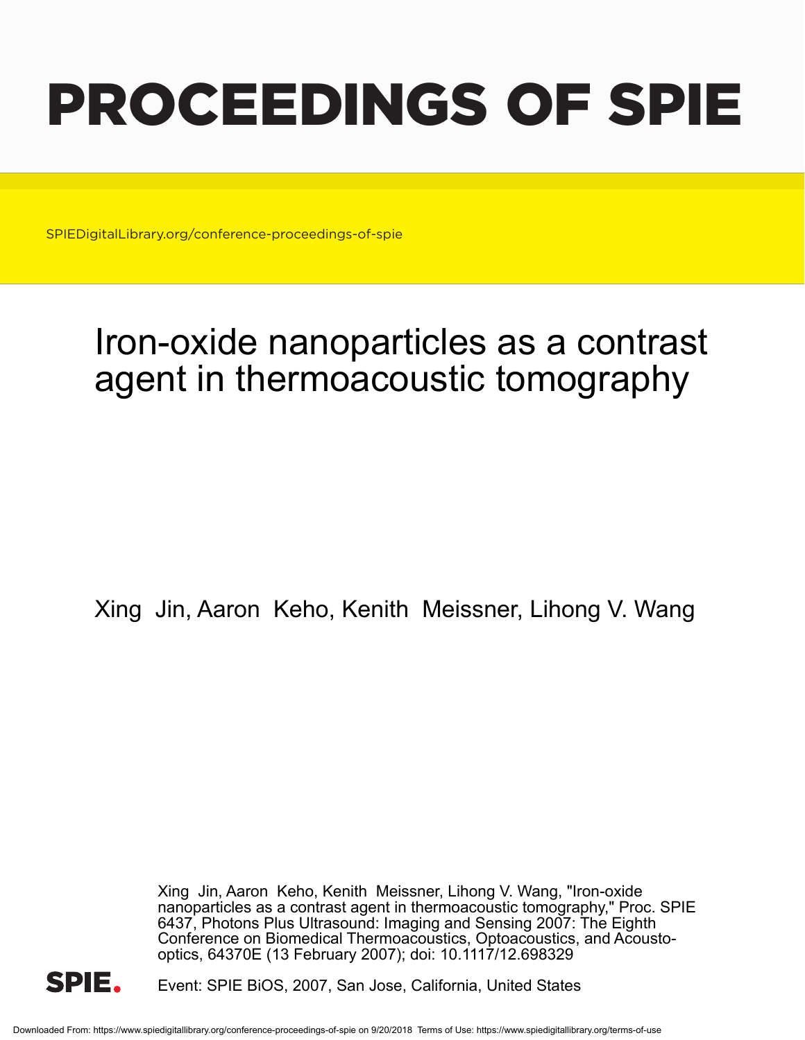# PROCEEDINGS OF SPIE

SPIEDigitalLibrary.org/conference-proceedings-of-spie

# Iron-oxide nanoparticles as a contrast agent in thermoacoustic tomography

Xing Jin, Aaron Keho, Kenith Meissner, Lihong V. Wang

Xing Jin, Aaron Keho, Kenith Meissner, Lihong V. Wang, "Iron-oxide nanoparticles as a contrast agent in thermoacoustic tomography," Proc. SPIE 6437, Photons Plus Ultrasound: Imaging and Sensing 2007: The Eighth Conference on Biomedical Thermoacoustics, Optoacoustics, and Acousto-optics, 64370E (13 February 2007); doi: 10.1117/12.698329

Event: SPIE BiOS, 2007, San Jose, California, United States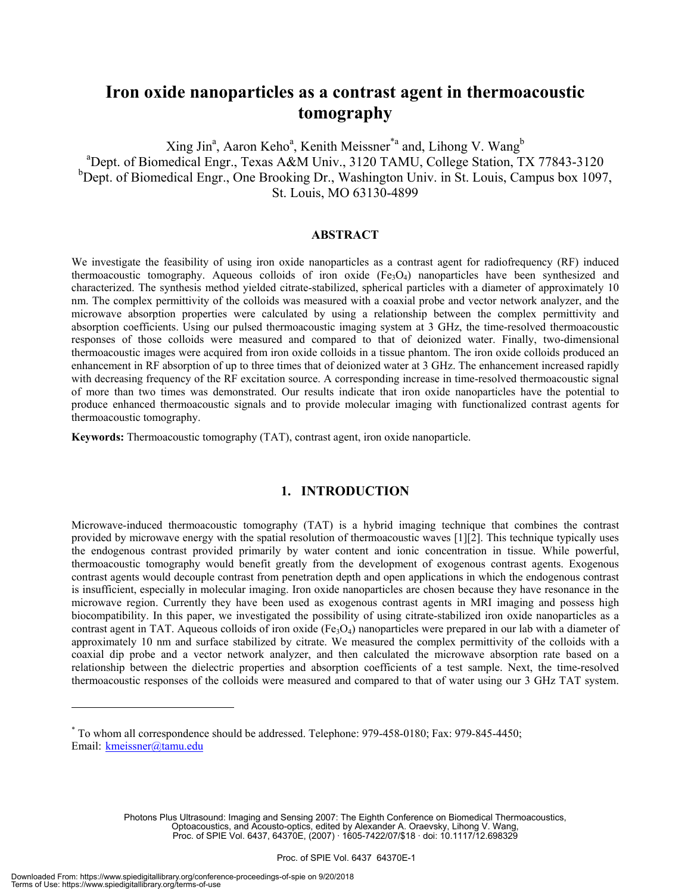# Iron oxide nanoparticles as a contrast agent in thermoacoustic tomography

Xing Jin[a], Aaron Keho[a], Kenith Meissner*[a] and, Lihong V. Wang[b]

[a]Dept. of Biomedical Engr., Texas A&M Univ., 3120 TAMU, College Station, TX 77843-3120
[b]Dept. of Biomedical Engr., One Brooking Dr., Washington Univ. in St. Louis, Campus box 1097, St. Louis, MO 63130-4899

## ABSTRACT

We investigate the feasibility of using iron oxide nanoparticles as a contrast agent for radiofrequency (RF) induced thermoacoustic tomography. Aqueous colloids of iron oxide ($Fe_3O_4$) nanoparticles have been synthesized and characterized. The synthesis method yielded citrate-stabilized, spherical particles with a diameter of approximately 10 nm. The complex permittivity of the colloids was measured with a coaxial probe and vector network analyzer, and the microwave absorption properties were calculated by using a relationship between the complex permittivity and absorption coefficients. Using our pulsed thermoacoustic imaging system at 3 GHz, the time-resolved thermoacoustic responses of those colloids were measured and compared to that of deionized water. Finally, two-dimensional thermoacoustic images were acquired from iron oxide colloids in a tissue phantom. The iron oxide colloids produced an enhancement in RF absorption of up to three times that of deionized water at 3 GHz. The enhancement increased rapidly with decreasing frequency of the RF excitation source. A corresponding increase in time-resolved thermoacoustic signal of more than two times was demonstrated. Our results indicate that iron oxide nanoparticles have the potential to produce enhanced thermoacoustic signals and to provide molecular imaging with functionalized contrast agents for thermoacoustic tomography.

**Keywords:** Thermoacoustic tomography (TAT), contrast agent, iron oxide nanoparticle.

## 1. INTRODUCTION

Microwave-induced thermoacoustic tomography (TAT) is a hybrid imaging technique that combines the contrast provided by microwave energy with the spatial resolution of thermoacoustic waves [1][2]. This technique typically uses the endogenous contrast provided primarily by water content and ionic concentration in tissue. While powerful, thermoacoustic tomography would benefit greatly from the development of exogenous contrast agents. Exogenous contrast agents would decouple contrast from penetration depth and open applications in which the endogenous contrast is insufficient, especially in molecular imaging. Iron oxide nanoparticles are chosen because they have resonance in the microwave region. Currently they have been used as exogenous contrast agents in MRI imaging and possess high biocompatibility. In this paper, we investigated the possibility of using citrate-stabilized iron oxide nanoparticles as a contrast agent in TAT. Aqueous colloids of iron oxide ($Fe_3O_4$) nanoparticles were prepared in our lab with a diameter of approximately 10 nm and surface stabilized by citrate. We measured the complex permittivity of the colloids with a coaxial dip probe and a vector network analyzer, and then calculated the microwave absorption rate based on a relationship between the dielectric properties and absorption coefficients of a test sample. Next, the time-resolved thermoacoustic responses of the colloids were measured and compared to that of water using our 3 GHz TAT system.

* To whom all correspondence should be addressed. Telephone: 979-458-0180; Fax: 979-845-4450; Email: kmeissner@tamu.edu

Photons Plus Ultrasound: Imaging and Sensing 2007: The Eighth Conference on Biomedical Thermoacoustics, Optoacoustics, and Acousto-optics, edited by Alexander A. Oraevsky, Lihong V. Wang, Proc. of SPIE Vol. 6437, 64370E, (2007) · 1605-7422/07/$18 · doi: 10.1117/12.698329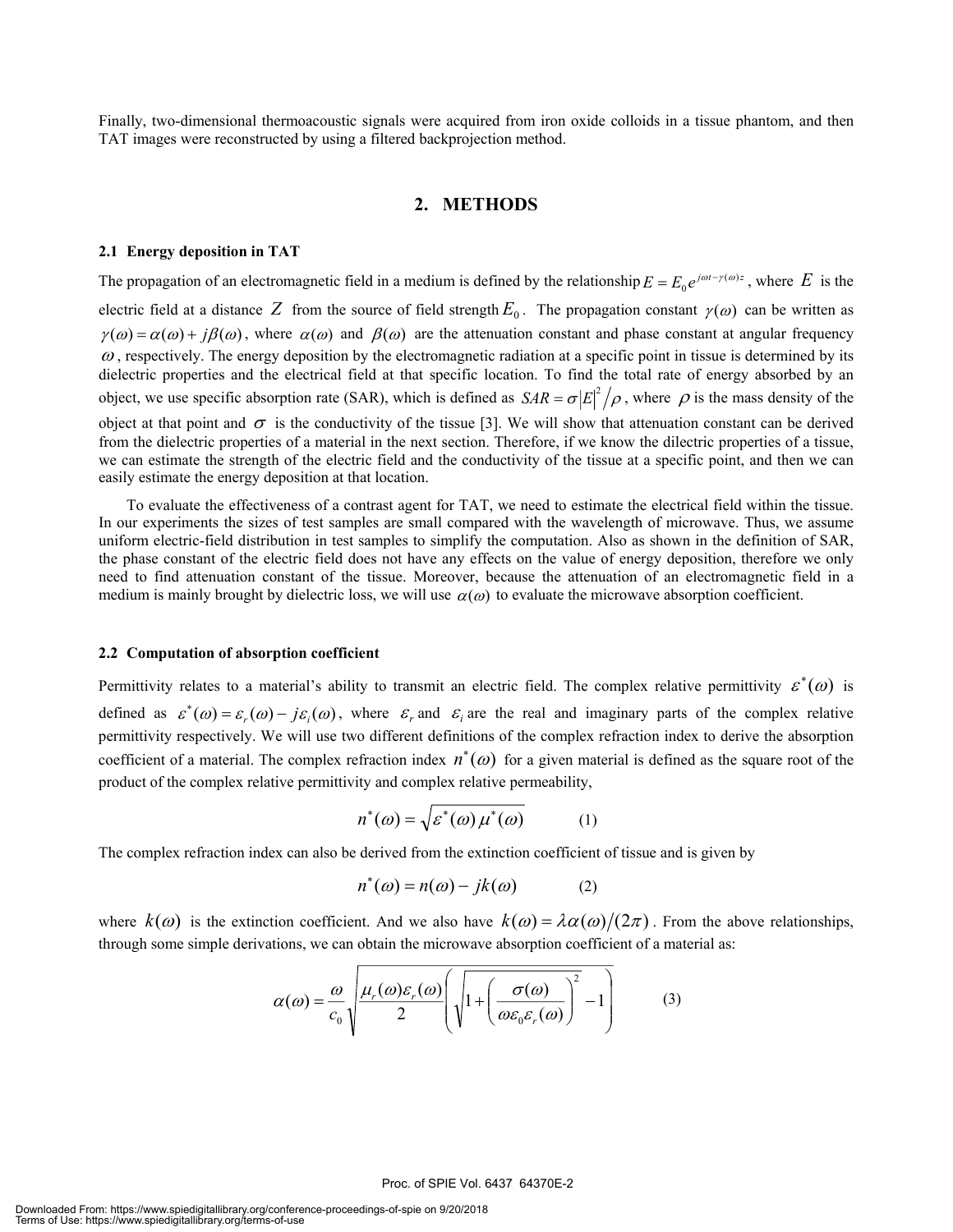Finally, two-dimensional thermoacoustic signals were acquired from iron oxide colloids in a tissue phantom, and then TAT images were reconstructed by using a filtered backprojection method.

## 2. METHODS

### 2.1 Energy deposition in TAT

The propagation of an electromagnetic field in a medium is defined by the relationship $E = E_0 e^{j\omega t - \gamma(\omega)z}$, where $E$ is the electric field at a distance $Z$ from the source of field strength $E_0$. The propagation constant $\gamma(\omega)$ can be written as $\gamma(\omega) = \alpha(\omega) + j\beta(\omega)$, where $\alpha(\omega)$ and $\beta(\omega)$ are the attenuation constant and phase constant at angular frequency $\omega$, respectively. The energy deposition by the electromagnetic radiation at a specific point in tissue is determined by its dielectric properties and the electrical field at that specific location. To find the total rate of energy absorbed by an object, we use specific absorption rate (SAR), which is defined as $SAR = \sigma |E|^2 / \rho$, where $\rho$ is the mass density of the object at that point and $\sigma$ is the conductivity of the tissue [3]. We will show that attenuation constant can be derived from the dielectric properties of a material in the next section. Therefore, if we know the dilectric properties of a tissue, we can estimate the strength of the electric field and the conductivity of the tissue at a specific point, and then we can easily estimate the energy deposition at that location.

To evaluate the effectiveness of a contrast agent for TAT, we need to estimate the electrical field within the tissue. In our experiments the sizes of test samples are small compared with the wavelength of microwave. Thus, we assume uniform electric-field distribution in test samples to simplify the computation. Also as shown in the definition of SAR, the phase constant of the electric field does not have any effects on the value of energy deposition, therefore we only need to find attenuation constant of the tissue. Moreover, because the attenuation of an electromagnetic field in a medium is mainly brought by dielectric loss, we will use $\alpha(\omega)$ to evaluate the microwave absorption coefficient.

### 2.2 Computation of absorption coefficient

Permittivity relates to a material's ability to transmit an electric field. The complex relative permittivity $\varepsilon^*(\omega)$ is defined as $\varepsilon^*(\omega) = \varepsilon_r(\omega) - j\varepsilon_i(\omega)$, where $\varepsilon_r$ and $\varepsilon_i$ are the real and imaginary parts of the complex relative permittivity respectively. We will use two different definitions of the complex refraction index to derive the absorption coefficient of a material. The complex refraction index $n^*(\omega)$ for a given material is defined as the square root of the product of the complex relative permittivity and complex relative permeability,

$$n^*(\omega) = \sqrt{\varepsilon^*(\omega)\,\mu^*(\omega)} \qquad (1)$$

The complex refraction index can also be derived from the extinction coefficient of tissue and is given by

$$n^*(\omega) = n(\omega) - jk(\omega) \qquad (2)$$

where $k(\omega)$ is the extinction coefficient. And we also have $k(\omega) = \lambda\alpha(\omega)/(2\pi)$. From the above relationships, through some simple derivations, we can obtain the microwave absorption coefficient of a material as:

$$\alpha(\omega) = \frac{\omega}{c_0}\sqrt{\frac{\mu_r(\omega)\varepsilon_r(\omega)}{2}\left(\sqrt{1+\left(\frac{\sigma(\omega)}{\omega\varepsilon_0\varepsilon_r(\omega)}\right)^2}-1\right)} \qquad (3)$$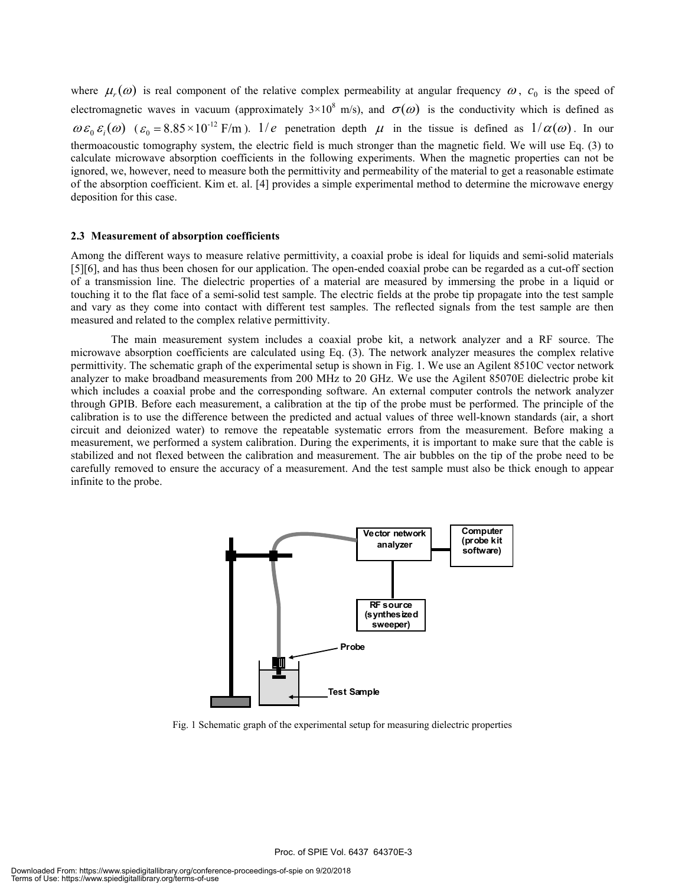where $\mu_r(\omega)$ is real component of the relative complex permeability at angular frequency $\omega$, $c_0$ is the speed of electromagnetic waves in vacuum (approximately $3\times10^8$ m/s), and $\sigma(\omega)$ is the conductivity which is defined as $\omega\varepsilon_0\varepsilon_i(\omega)$ ($\varepsilon_0 = 8.85\times10^{-12}$ F/m). $1/e$ penetration depth $\mu$ in the tissue is defined as $1/\alpha(\omega)$. In our thermoacoustic tomography system, the electric field is much stronger than the magnetic field. We will use Eq. (3) to calculate microwave absorption coefficients in the following experiments. When the magnetic properties can not be ignored, we, however, need to measure both the permittivity and permeability of the material to get a reasonable estimate of the absorption coefficient. Kim et. al. [4] provides a simple experimental method to determine the microwave energy deposition for this case.

### 2.3 Measurement of absorption coefficients

Among the different ways to measure relative permittivity, a coaxial probe is ideal for liquids and semi-solid materials [5][6], and has thus been chosen for our application. The open-ended coaxial probe can be regarded as a cut-off section of a transmission line. The dielectric properties of a material are measured by immersing the probe in a liquid or touching it to the flat face of a semi-solid test sample. The electric fields at the probe tip propagate into the test sample and vary as they come into contact with different test samples. The reflected signals from the test sample are then measured and related to the complex relative permittivity.

The main measurement system includes a coaxial probe kit, a network analyzer and a RF source. The microwave absorption coefficients are calculated using Eq. (3). The network analyzer measures the complex relative permittivity. The schematic graph of the experimental setup is shown in Fig. 1. We use an Agilent 8510C vector network analyzer to make broadband measurements from 200 MHz to 20 GHz. We use the Agilent 85070E dielectric probe kit which includes a coaxial probe and the corresponding software. An external computer controls the network analyzer through GPIB. Before each measurement, a calibration at the tip of the probe must be performed. The principle of the calibration is to use the difference between the predicted and actual values of three well-known standards (air, a short circuit and deionized water) to remove the repeatable systematic errors from the measurement. Before making a measurement, we performed a system calibration. During the experiments, it is important to make sure that the cable is stabilized and not flexed between the calibration and measurement. The air bubbles on the tip of the probe need to be carefully removed to ensure the accuracy of a measurement. And the test sample must also be thick enough to appear infinite to the probe.

Fig. 1 Schematic graph of the experimental setup for measuring dielectric properties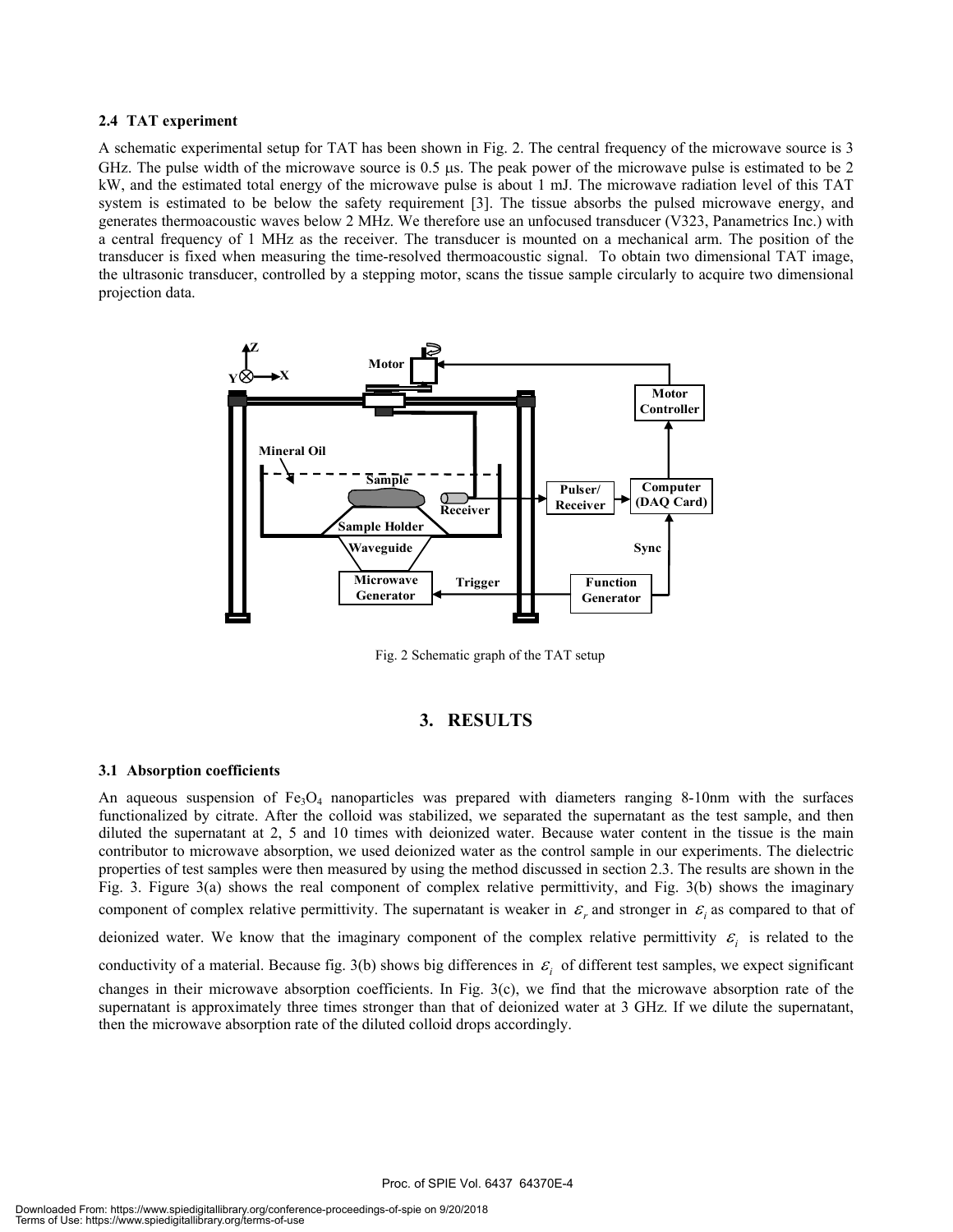### 2.4 TAT experiment

A schematic experimental setup for TAT has been shown in Fig. 2. The central frequency of the microwave source is 3 GHz. The pulse width of the microwave source is 0.5 μs. The peak power of the microwave pulse is estimated to be 2 kW, and the estimated total energy of the microwave pulse is about 1 mJ. The microwave radiation level of this TAT system is estimated to be below the safety requirement [3]. The tissue absorbs the pulsed microwave energy, and generates thermoacoustic waves below 2 MHz. We therefore use an unfocused transducer (V323, Panametrics Inc.) with a central frequency of 1 MHz as the receiver. The transducer is mounted on a mechanical arm. The position of the transducer is fixed when measuring the time-resolved thermoacoustic signal. To obtain two dimensional TAT image, the ultrasonic transducer, controlled by a stepping motor, scans the tissue sample circularly to acquire two dimensional projection data.

Fig. 2 Schematic graph of the TAT setup

## 3. RESULTS

### 3.1 Absorption coefficients

An aqueous suspension of $Fe_3O_4$ nanoparticles was prepared with diameters ranging 8-10nm with the surfaces functionalized by citrate. After the colloid was stabilized, we separated the supernatant as the test sample, and then diluted the supernatant at 2, 5 and 10 times with deionized water. Because water content in the tissue is the main contributor to microwave absorption, we used deionized water as the control sample in our experiments. The dielectric properties of test samples were then measured by using the method discussed in section 2.3. The results are shown in the Fig. 3. Figure 3(a) shows the real component of complex relative permittivity, and Fig. 3(b) shows the imaginary component of complex relative permittivity. The supernatant is weaker in $\varepsilon_r$ and stronger in $\varepsilon_i$ as compared to that of deionized water. We know that the imaginary component of the complex relative permittivity $\varepsilon_i$ is related to the conductivity of a material. Because fig. 3(b) shows big differences in $\varepsilon_i$ of different test samples, we expect significant changes in their microwave absorption coefficients. In Fig. 3(c), we find that the microwave absorption rate of the supernatant is approximately three times stronger than that of deionized water at 3 GHz. If we dilute the supernatant, then the microwave absorption rate of the diluted colloid drops accordingly.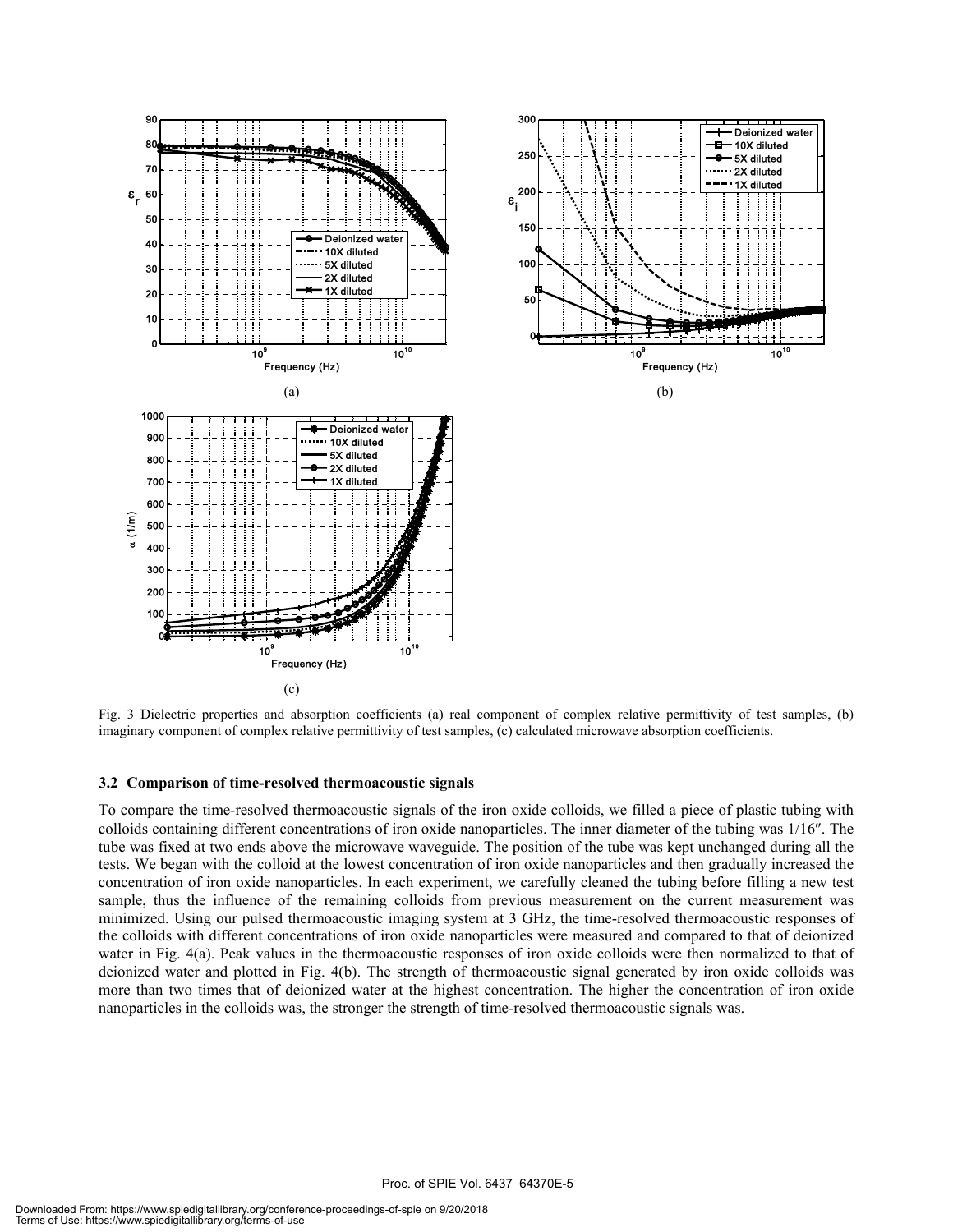Fig. 3 Dielectric properties and absorption coefficients (a) real component of complex relative permittivity of test samples, (b) imaginary component of complex relative permittivity of test samples, (c) calculated microwave absorption coefficients.

### 3.2 Comparison of time-resolved thermoacoustic signals

To compare the time-resolved thermoacoustic signals of the iron oxide colloids, we filled a piece of plastic tubing with colloids containing different concentrations of iron oxide nanoparticles. The inner diameter of the tubing was 1/16″. The tube was fixed at two ends above the microwave waveguide. The position of the tube was kept unchanged during all the tests. We began with the colloid at the lowest concentration of iron oxide nanoparticles and then gradually increased the concentration of iron oxide nanoparticles. In each experiment, we carefully cleaned the tubing before filling a new test sample, thus the influence of the remaining colloids from previous measurement on the current measurement was minimized. Using our pulsed thermoacoustic imaging system at 3 GHz, the time-resolved thermoacoustic responses of the colloids with different concentrations of iron oxide nanoparticles were measured and compared to that of deionized water in Fig. 4(a). Peak values in the thermoacoustic responses of iron oxide colloids were then normalized to that of deionized water and plotted in Fig. 4(b). The strength of thermoacoustic signal generated by iron oxide colloids was more than two times that of deionized water at the highest concentration. The higher the concentration of iron oxide nanoparticles in the colloids was, the stronger the strength of time-resolved thermoacoustic signals was.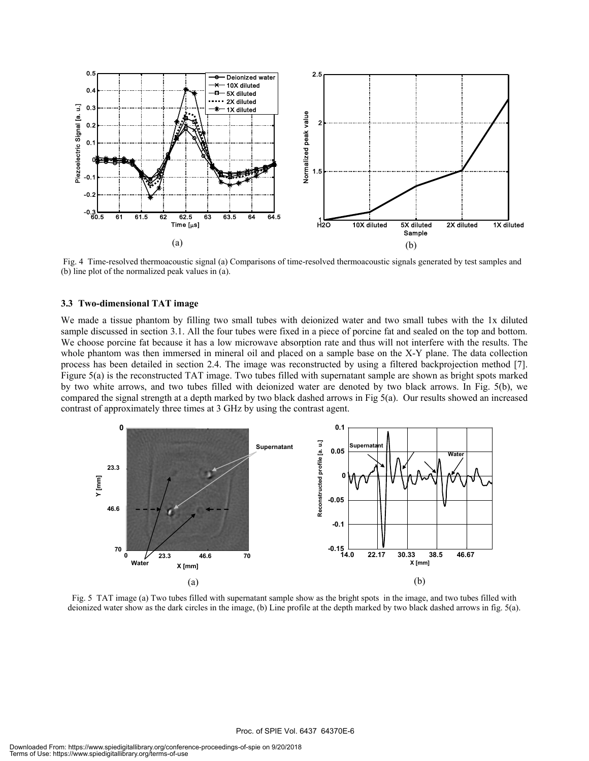Fig. 4 Time-resolved thermoacoustic signal (a) Comparisons of time-resolved thermoacoustic signals generated by test samples and (b) line plot of the normalized peak values in (a).

### 3.3 Two-dimensional TAT image

We made a tissue phantom by filling two small tubes with deionized water and two small tubes with the 1x diluted sample discussed in section 3.1. All the four tubes were fixed in a piece of porcine fat and sealed on the top and bottom. We choose porcine fat because it has a low microwave absorption rate and thus will not interfere with the results. The whole phantom was then immersed in mineral oil and placed on a sample base on the X-Y plane. The data collection process has been detailed in section 2.4. The image was reconstructed by using a filtered backprojection method [7]. Figure 5(a) is the reconstructed TAT image. Two tubes filled with supernatant sample are shown as bright spots marked by two white arrows, and two tubes filled with deionized water are denoted by two black arrows. In Fig. 5(b), we compared the signal strength at a depth marked by two black dashed arrows in Fig 5(a). Our results showed an increased contrast of approximately three times at 3 GHz by using the contrast agent.

Fig. 5 TAT image (a) Two tubes filled with supernatant sample show as the bright spots in the image, and two tubes filled with deionized water show as the dark circles in the image, (b) Line profile at the depth marked by two black dashed arrows in fig. 5(a).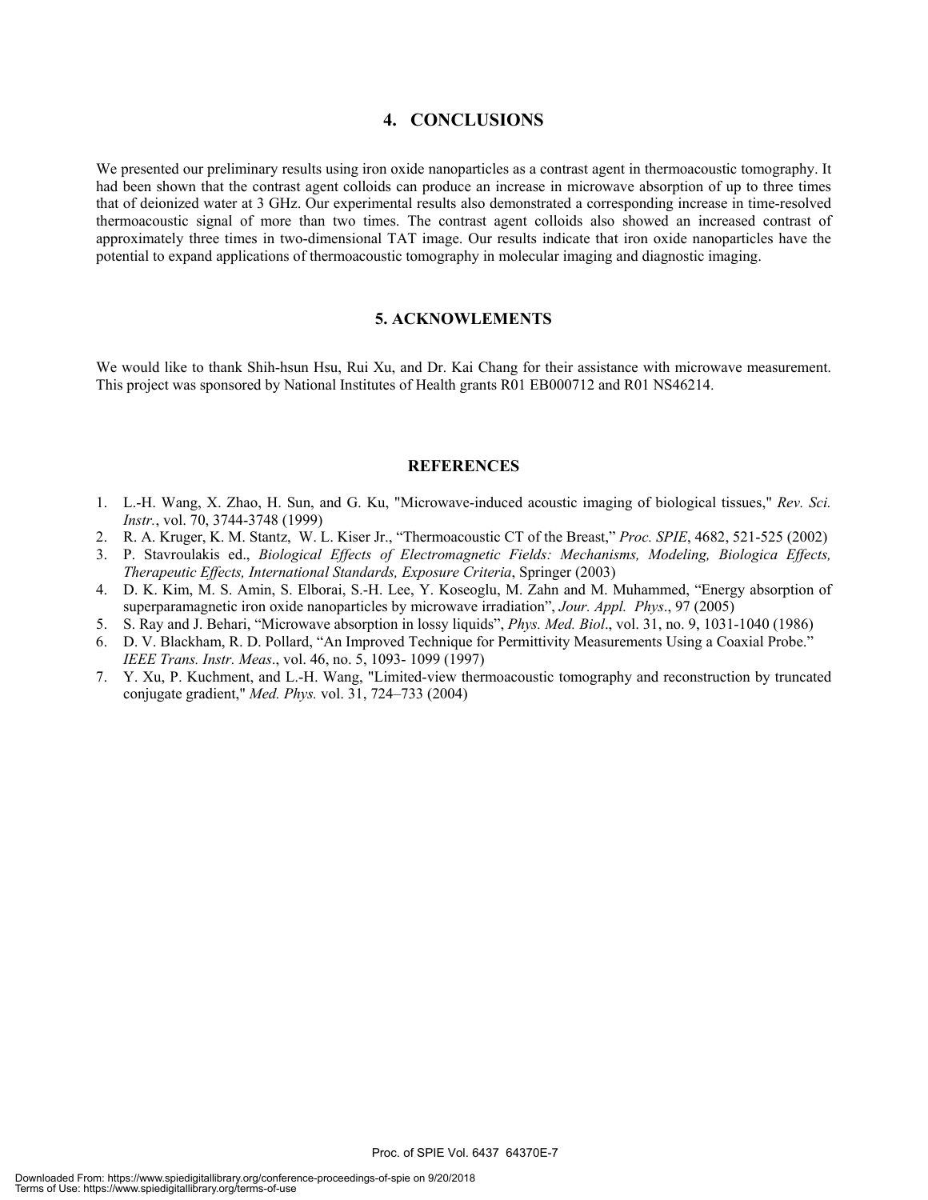## 4. CONCLUSIONS

We presented our preliminary results using iron oxide nanoparticles as a contrast agent in thermoacoustic tomography. It had been shown that the contrast agent colloids can produce an increase in microwave absorption of up to three times that of deionized water at 3 GHz. Our experimental results also demonstrated a corresponding increase in time-resolved thermoacoustic signal of more than two times. The contrast agent colloids also showed an increased contrast of approximately three times in two-dimensional TAT image. Our results indicate that iron oxide nanoparticles have the potential to expand applications of thermoacoustic tomography in molecular imaging and diagnostic imaging.

## 5. ACKNOWLEMENTS

We would like to thank Shih-hsun Hsu, Rui Xu, and Dr. Kai Chang for their assistance with microwave measurement. This project was sponsored by National Institutes of Health grants R01 EB000712 and R01 NS46214.

## REFERENCES

1. L.-H. Wang, X. Zhao, H. Sun, and G. Ku, "Microwave-induced acoustic imaging of biological tissues," *Rev. Sci. Instr.*, vol. 70, 3744-3748 (1999)
2. R. A. Kruger, K. M. Stantz, W. L. Kiser Jr., "Thermoacoustic CT of the Breast," *Proc. SPIE*, 4682, 521-525 (2002)
3. P. Stavroulakis ed., *Biological Effects of Electromagnetic Fields: Mechanisms, Modeling, Biologica Effects, Therapeutic Effects, International Standards, Exposure Criteria*, Springer (2003)
4. D. K. Kim, M. S. Amin, S. Elborai, S.-H. Lee, Y. Koseoglu, M. Zahn and M. Muhammed, "Energy absorption of superparamagnetic iron oxide nanoparticles by microwave irradiation", *Jour. Appl. Phys*., 97 (2005)
5. S. Ray and J. Behari, "Microwave absorption in lossy liquids", *Phys. Med. Biol*., vol. 31, no. 9, 1031-1040 (1986)
6. D. V. Blackham, R. D. Pollard, "An Improved Technique for Permittivity Measurements Using a Coaxial Probe." *IEEE Trans. Instr. Meas*., vol. 46, no. 5, 1093- 1099 (1997)
7. Y. Xu, P. Kuchment, and L.-H. Wang, "Limited-view thermoacoustic tomography and reconstruction by truncated conjugate gradient," *Med. Phys.* vol. 31, 724–733 (2004)